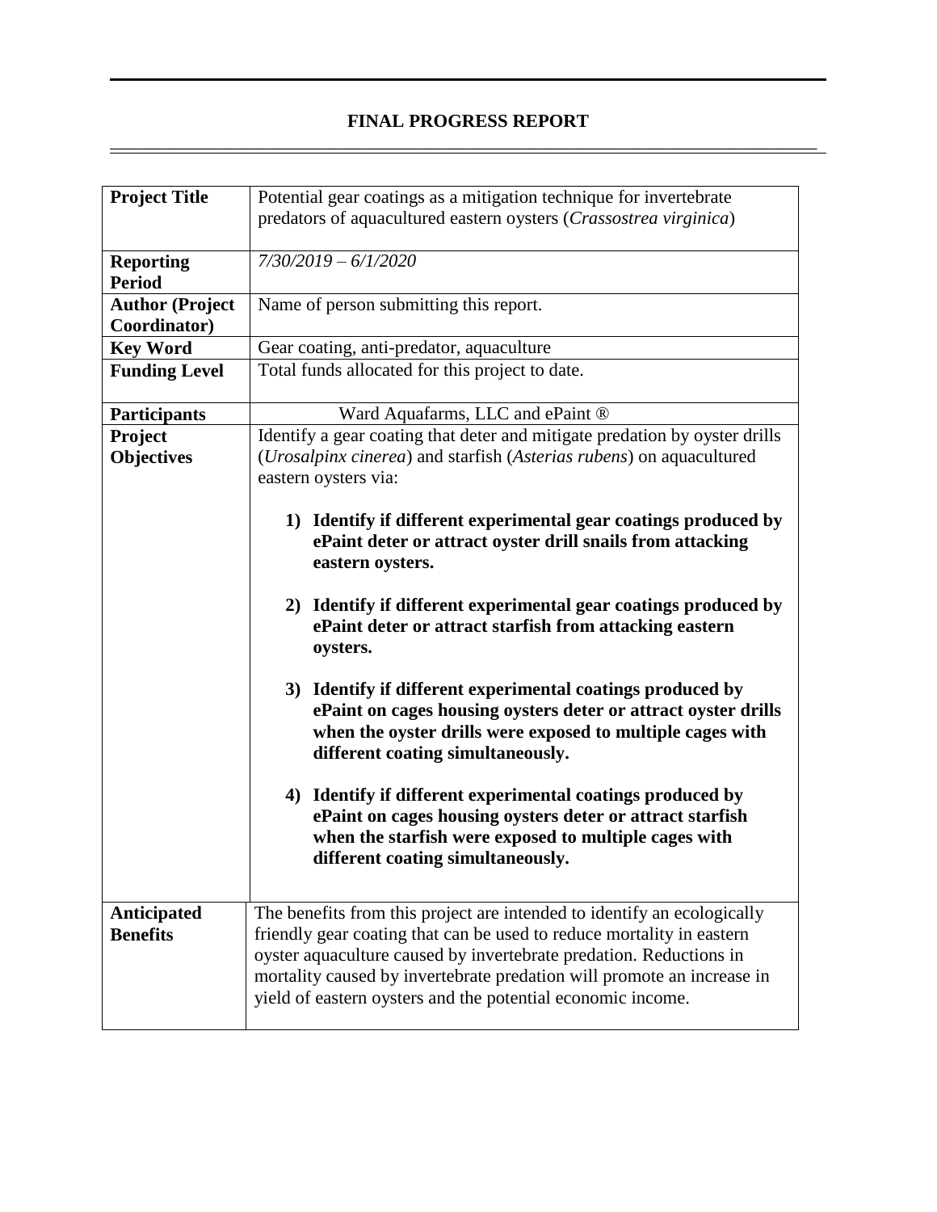## FINAL PROGRESS REPORT

| | |
|---|---|
| **Project Title** | Potential gear coatings as a mitigation technique for invertebrate predators of aquacultured eastern oysters (*Crassostrea virginica*) |
| **Reporting Period** | *7/30/2019 – 6/1/2020* |
| **Author (Project Coordinator)** | Name of person submitting this report. |
| **Key Word** | Gear coating, anti-predator, aquaculture |
| **Funding Level** | Total funds allocated for this project to date. |
| **Participants** | Ward Aquafarms, LLC and ePaint ® |
| **Project Objectives** | Identify a gear coating that deter and mitigate predation by oyster drills (*Urosalpinx cinerea*) and starfish (*Asterias rubens*) on aquacultured eastern oysters via: <br><br> **1) Identify if different experimental gear coatings produced by ePaint deter or attract oyster drill snails from attacking eastern oysters.** <br><br> **2) Identify if different experimental gear coatings produced by ePaint deter or attract starfish from attacking eastern oysters.** <br><br> **3) Identify if different experimental coatings produced by ePaint on cages housing oysters deter or attract oyster drills when the oyster drills were exposed to multiple cages with different coating simultaneously.** <br><br> **4) Identify if different experimental coatings produced by ePaint on cages housing oysters deter or attract starfish when the starfish were exposed to multiple cages with different coating simultaneously.** |
| **Anticipated Benefits** | The benefits from this project are intended to identify an ecologically friendly gear coating that can be used to reduce mortality in eastern oyster aquaculture caused by invertebrate predation. Reductions in mortality caused by invertebrate predation will promote an increase in yield of eastern oysters and the potential economic income. |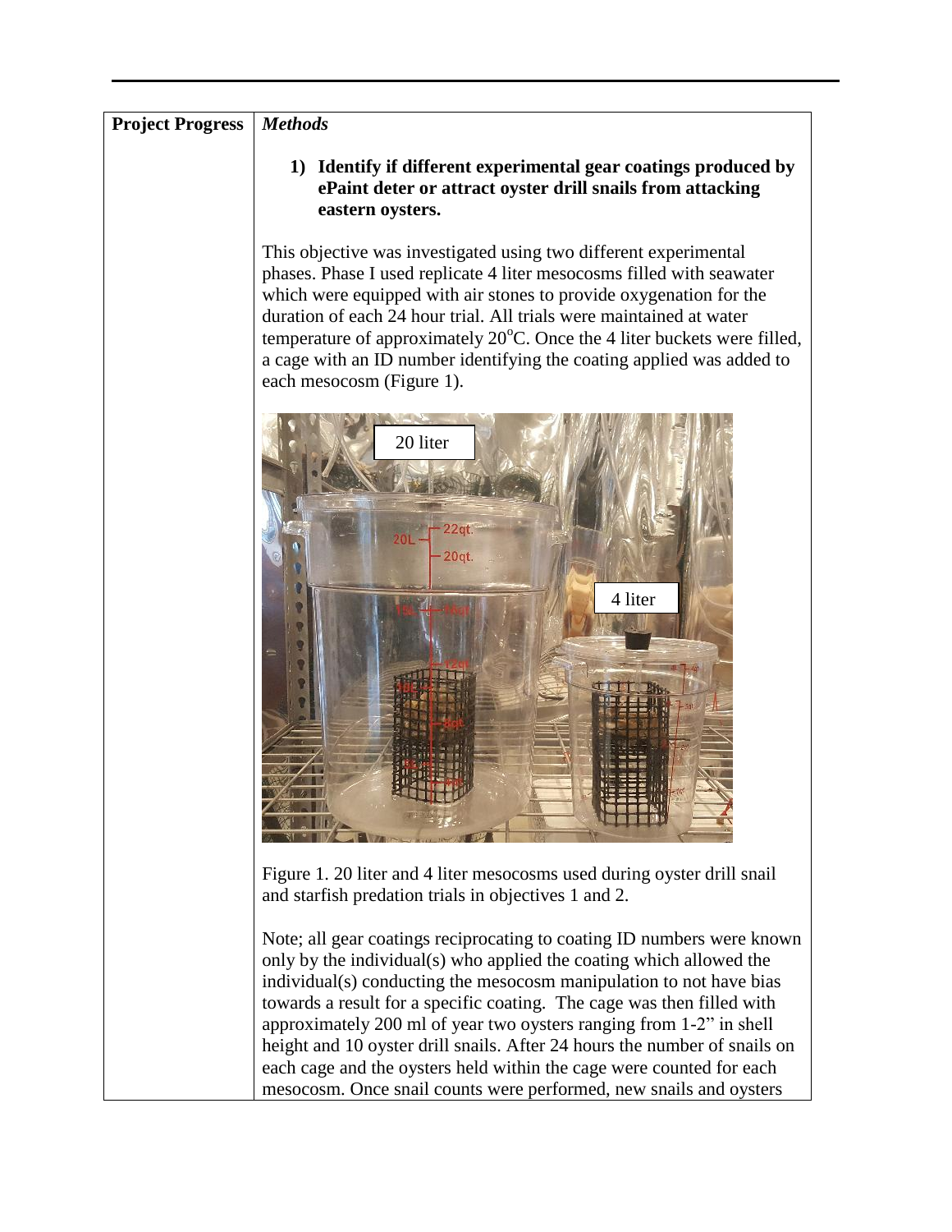**Project Progress**

***Methods***

1) **Identify if different experimental gear coatings produced by ePaint deter or attract oyster drill snails from attacking eastern oysters.**

This objective was investigated using two different experimental phases. Phase I used replicate 4 liter mesocosms filled with seawater which were equipped with air stones to provide oxygenation for the duration of each 24 hour trial. All trials were maintained at water temperature of approximately 20$^{o}$C. Once the 4 liter buckets were filled, a cage with an ID number identifying the coating applied was added to each mesocosm (Figure 1).

Figure 1. 20 liter and 4 liter mesocosms used during oyster drill snail and starfish predation trials in objectives 1 and 2.

Note; all gear coatings reciprocating to coating ID numbers were known only by the individual(s) who applied the coating which allowed the individual(s) conducting the mesocosm manipulation to not have bias towards a result for a specific coating. The cage was then filled with approximately 200 ml of year two oysters ranging from 1-2" in shell height and 10 oyster drill snails. After 24 hours the number of snails on each cage and the oysters held within the cage were counted for each mesocosm. Once snail counts were performed, new snails and oysters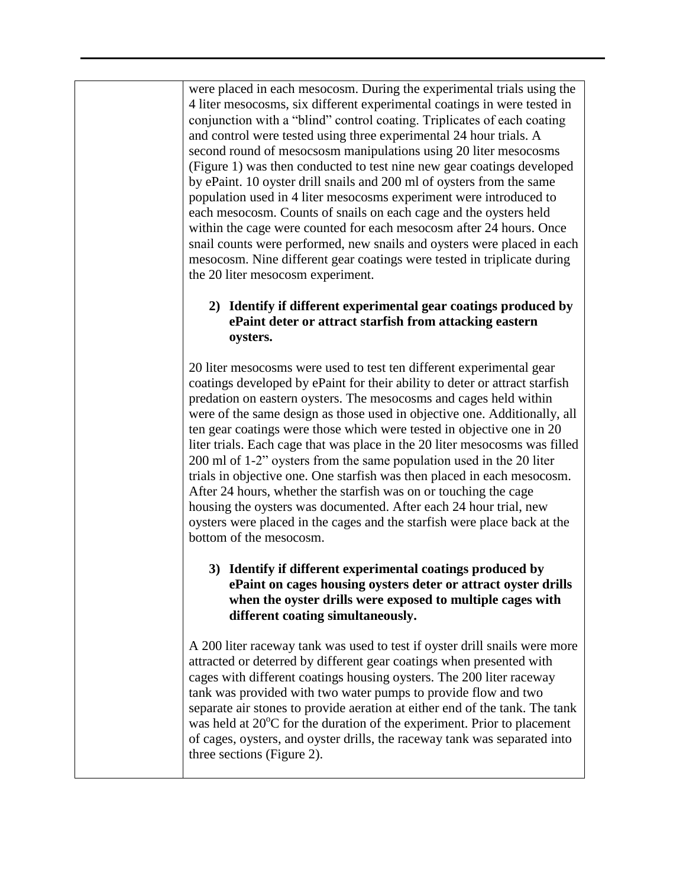were placed in each mesocosm. During the experimental trials using the 4 liter mesocosms, six different experimental coatings in were tested in conjunction with a "blind" control coating. Triplicates of each coating and control were tested using three experimental 24 hour trials. A second round of mesocsosm manipulations using 20 liter mesocosms (Figure 1) was then conducted to test nine new gear coatings developed by ePaint. 10 oyster drill snails and 200 ml of oysters from the same population used in 4 liter mesocosms experiment were introduced to each mesocosm. Counts of snails on each cage and the oysters held within the cage were counted for each mesocosm after 24 hours. Once snail counts were performed, new snails and oysters were placed in each mesocosm. Nine different gear coatings were tested in triplicate during the 20 liter mesocosm experiment.

**2) Identify if different experimental gear coatings produced by ePaint deter or attract starfish from attacking eastern oysters.**

20 liter mesocosms were used to test ten different experimental gear coatings developed by ePaint for their ability to deter or attract starfish predation on eastern oysters. The mesocosms and cages held within were of the same design as those used in objective one. Additionally, all ten gear coatings were those which were tested in objective one in 20 liter trials. Each cage that was place in the 20 liter mesocosms was filled 200 ml of 1-2" oysters from the same population used in the 20 liter trials in objective one. One starfish was then placed in each mesocosm. After 24 hours, whether the starfish was on or touching the cage housing the oysters was documented. After each 24 hour trial, new oysters were placed in the cages and the starfish were place back at the bottom of the mesocosm.

**3) Identify if different experimental coatings produced by ePaint on cages housing oysters deter or attract oyster drills when the oyster drills were exposed to multiple cages with different coating simultaneously.**

A 200 liter raceway tank was used to test if oyster drill snails were more attracted or deterred by different gear coatings when presented with cages with different coatings housing oysters. The 200 liter raceway tank was provided with two water pumps to provide flow and two separate air stones to provide aeration at either end of the tank. The tank was held at $20^{o}$C for the duration of the experiment. Prior to placement of cages, oysters, and oyster drills, the raceway tank was separated into three sections (Figure 2).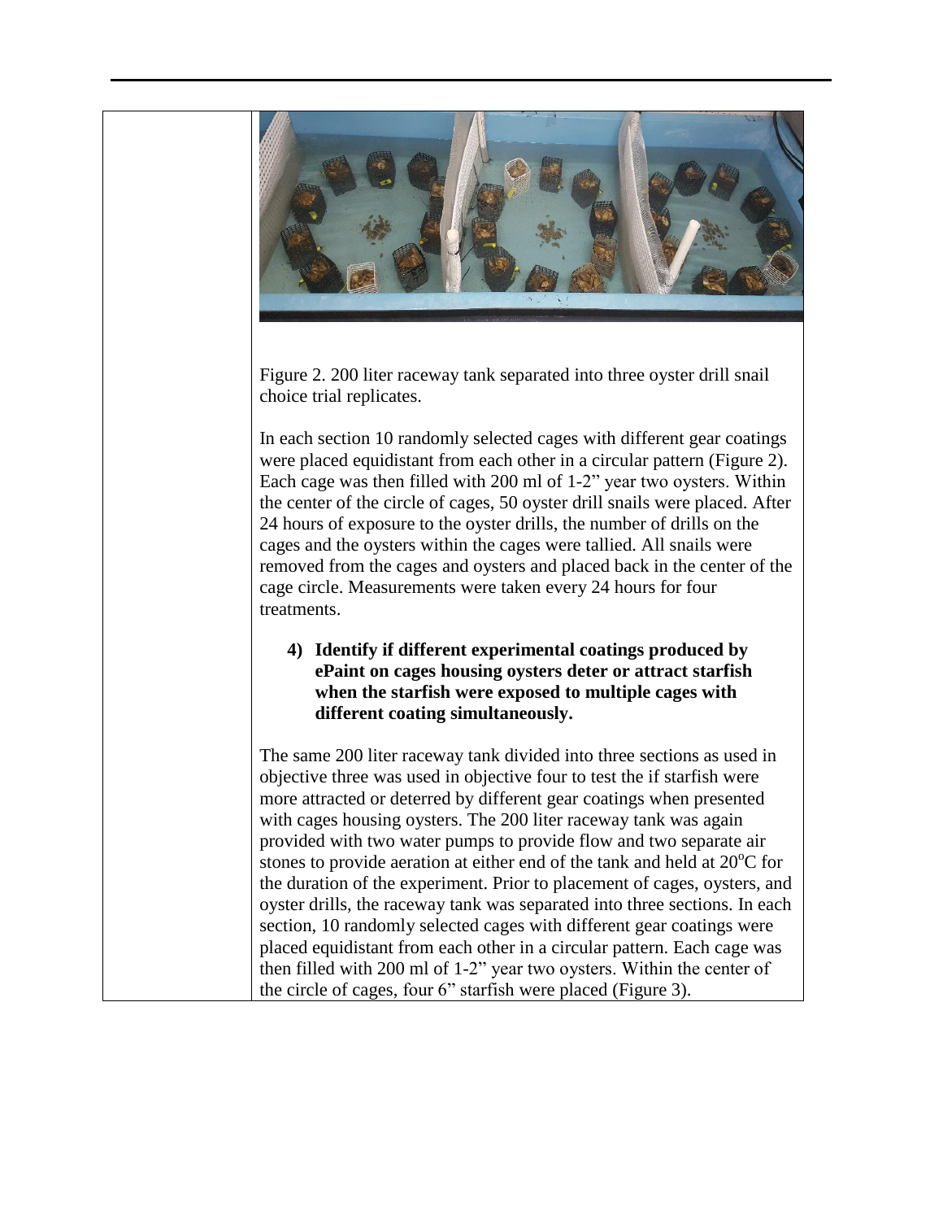Figure 2. 200 liter raceway tank separated into three oyster drill snail choice trial replicates.

In each section 10 randomly selected cages with different gear coatings were placed equidistant from each other in a circular pattern (Figure 2). Each cage was then filled with 200 ml of 1-2" year two oysters. Within the center of the circle of cages, 50 oyster drill snails were placed. After 24 hours of exposure to the oyster drills, the number of drills on the cages and the oysters within the cages were tallied. All snails were removed from the cages and oysters and placed back in the center of the cage circle. Measurements were taken every 24 hours for four treatments.

**4) Identify if different experimental coatings produced by ePaint on cages housing oysters deter or attract starfish when the starfish were exposed to multiple cages with different coating simultaneously.**

The same 200 liter raceway tank divided into three sections as used in objective three was used in objective four to test the if starfish were more attracted or deterred by different gear coatings when presented with cages housing oysters. The 200 liter raceway tank was again provided with two water pumps to provide flow and two separate air stones to provide aeration at either end of the tank and held at 20$^{o}$C for the duration of the experiment. Prior to placement of cages, oysters, and oyster drills, the raceway tank was separated into three sections. In each section, 10 randomly selected cages with different gear coatings were placed equidistant from each other in a circular pattern. Each cage was then filled with 200 ml of 1-2" year two oysters. Within the center of the circle of cages, four 6" starfish were placed (Figure 3).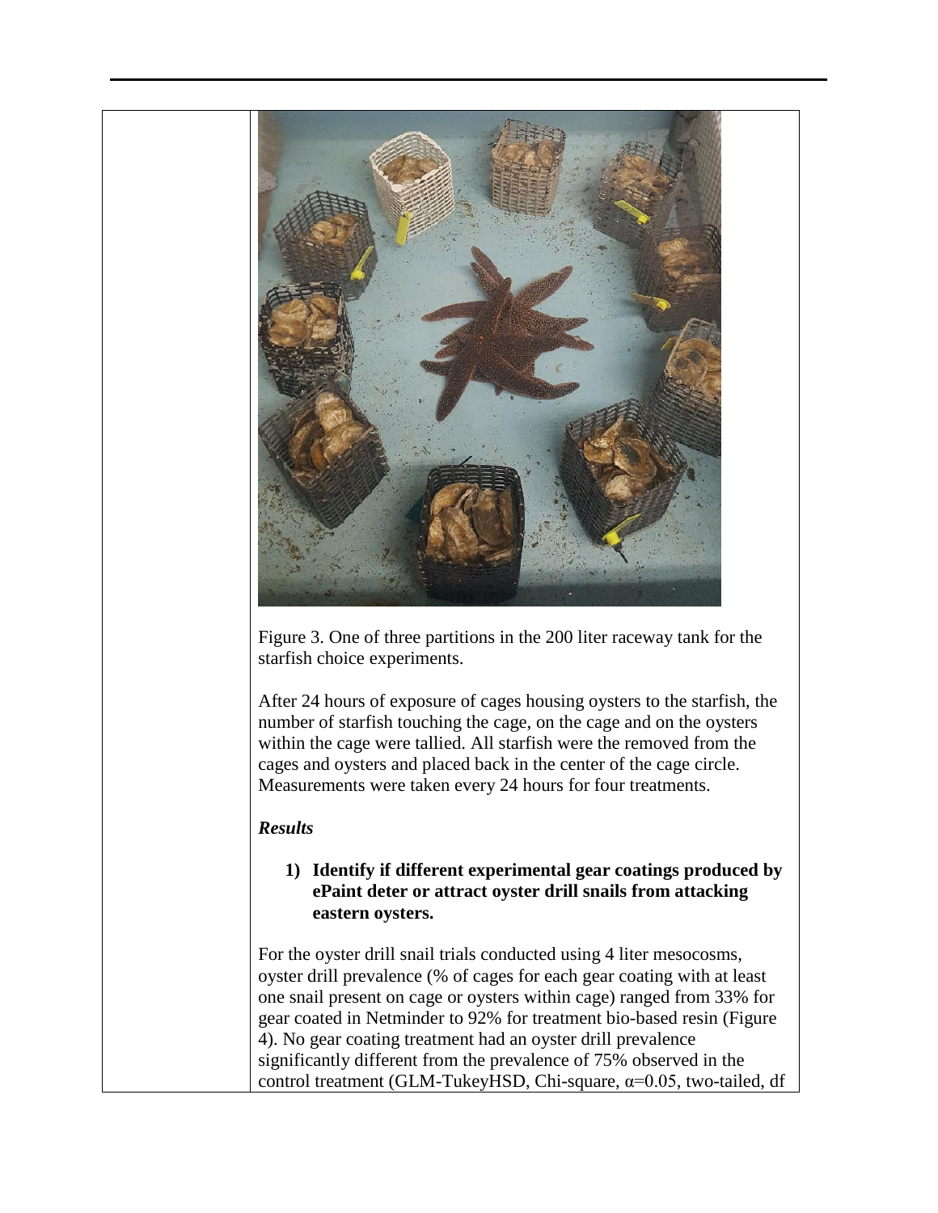Figure 3. One of three partitions in the 200 liter raceway tank for the starfish choice experiments.

After 24 hours of exposure of cages housing oysters to the starfish, the number of starfish touching the cage, on the cage and on the oysters within the cage were tallied. All starfish were the removed from the cages and oysters and placed back in the center of the cage circle. Measurements were taken every 24 hours for four treatments.

***Results***

1) **Identify if different experimental gear coatings produced by ePaint deter or attract oyster drill snails from attacking eastern oysters.**

For the oyster drill snail trials conducted using 4 liter mesocosms, oyster drill prevalence (% of cages for each gear coating with at least one snail present on cage or oysters within cage) ranged from 33% for gear coated in Netminder to 92% for treatment bio-based resin (Figure 4). No gear coating treatment had an oyster drill prevalence significantly different from the prevalence of 75% observed in the control treatment (GLM-TukeyHSD, Chi-square, $\alpha$=0.05, two-tailed, df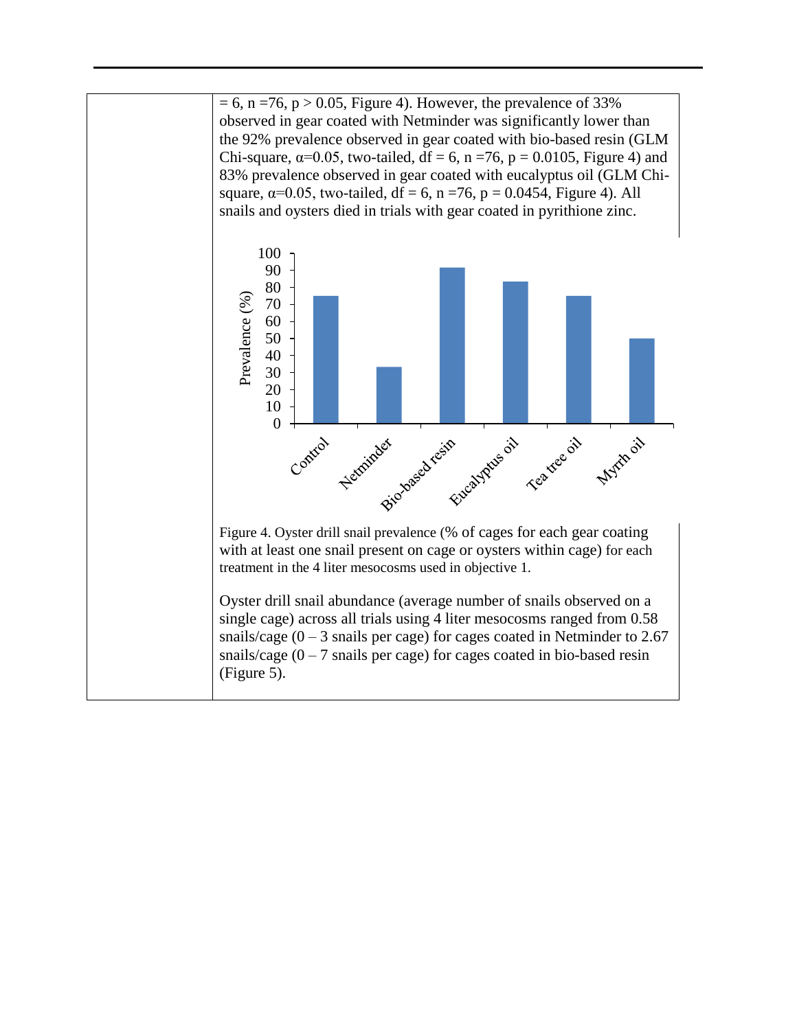= 6, n =76, $p > 0.05$, Figure 4). However, the prevalence of 33% observed in gear coated with Netminder was significantly lower than the 92% prevalence observed in gear coated with bio-based resin (GLM Chi-square, $\alpha$=0.05, two-tailed, df = 6, n =76, p = 0.0105, Figure 4) and 83% prevalence observed in gear coated with eucalyptus oil (GLM Chi-square, $\alpha$=0.05, two-tailed, df = 6, n =76, p = 0.0454, Figure 4). All snails and oysters died in trials with gear coated in pyrithione zinc.

Figure 4. Oyster drill snail prevalence (% of cages for each gear coating with at least one snail present on cage or oysters within cage) for each treatment in the 4 liter mesocosms used in objective 1.

Oyster drill snail abundance (average number of snails observed on a single cage) across all trials using 4 liter mesocosms ranged from 0.58 snails/cage (0 – 3 snails per cage) for cages coated in Netminder to 2.67 snails/cage (0 – 7 snails per cage) for cages coated in bio-based resin (Figure 5).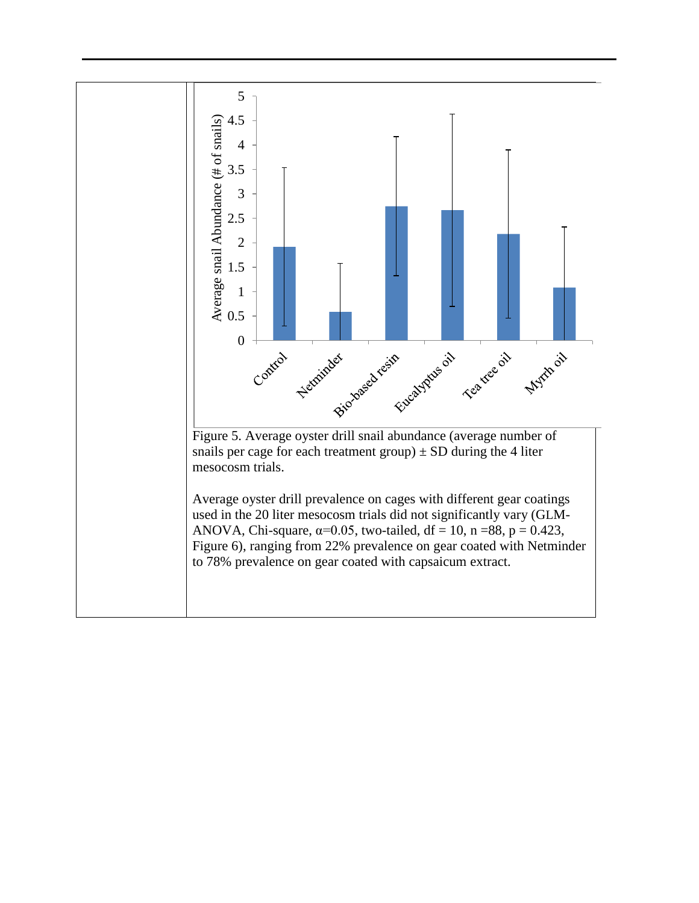Figure 5. Average oyster drill snail abundance (average number of snails per cage for each treatment group) ± SD during the 4 liter mesocosm trials.

Average oyster drill prevalence on cages with different gear coatings used in the 20 liter mesocosm trials did not significantly vary (GLM-ANOVA, Chi-square, $\alpha$=0.05, two-tailed, df = 10, n =88, p = 0.423, Figure 6), ranging from 22% prevalence on gear coated with Netminder to 78% prevalence on gear coated with capsaicum extract.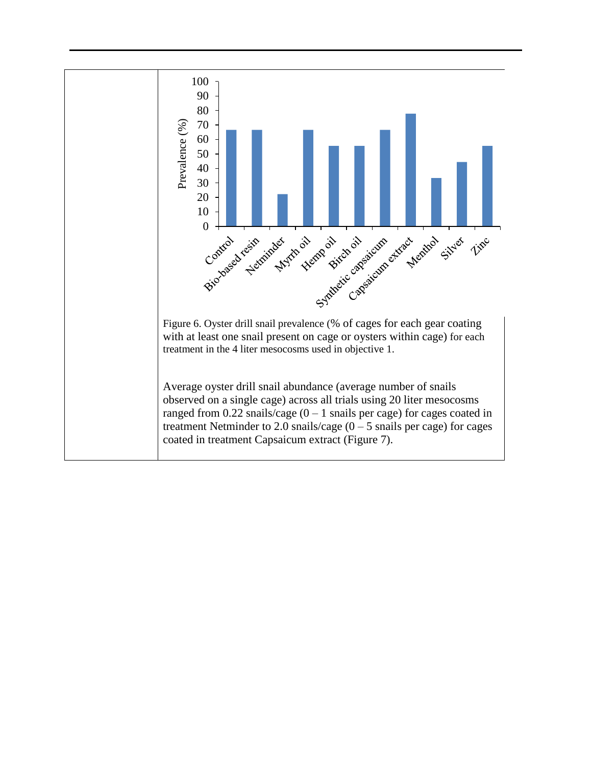Figure 6. Oyster drill snail prevalence (% of cages for each gear coating with at least one snail present on cage or oysters within cage) for each treatment in the 4 liter mesocosms used in objective 1.

Average oyster drill snail abundance (average number of snails observed on a single cage) across all trials using 20 liter mesocosms ranged from 0.22 snails/cage (0 – 1 snails per cage) for cages coated in treatment Netminder to 2.0 snails/cage (0 – 5 snails per cage) for cages coated in treatment Capsaicum extract (Figure 7).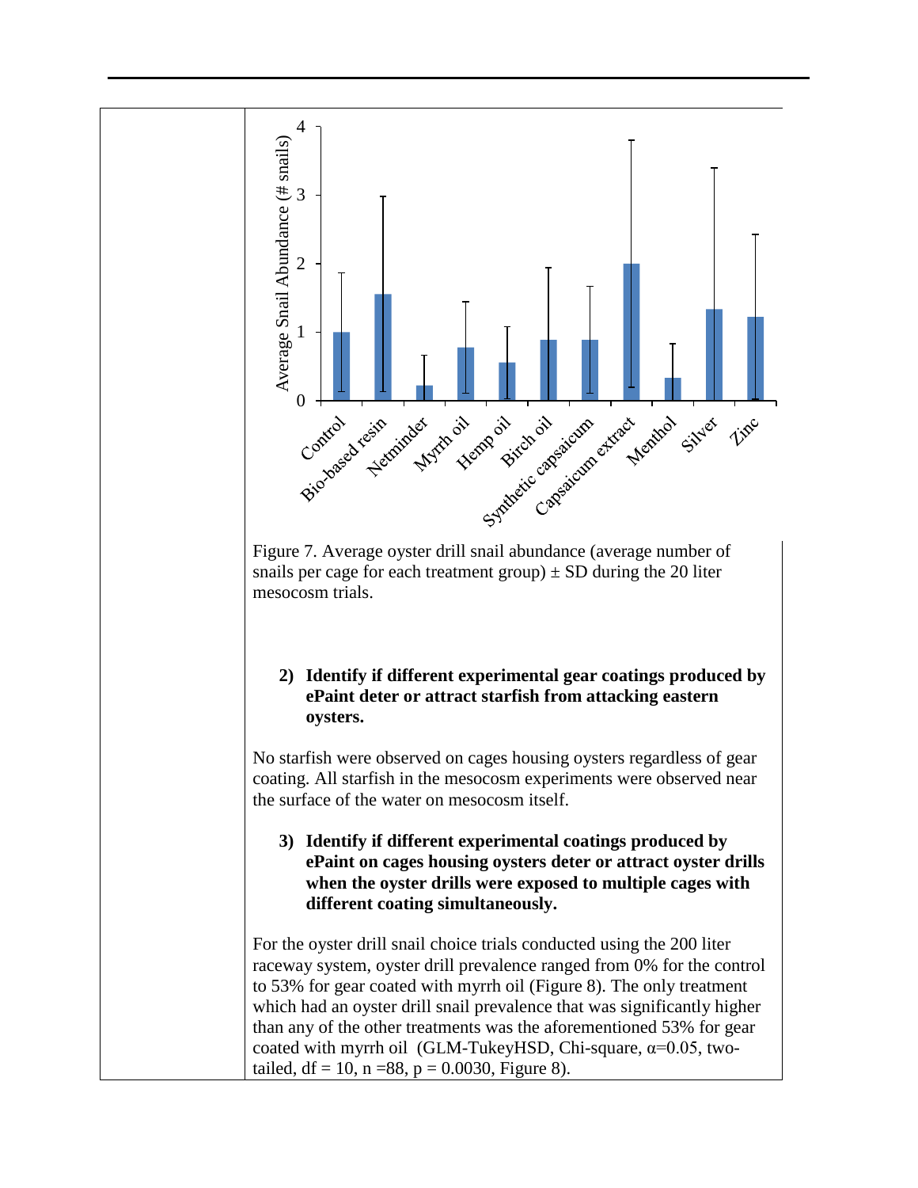Figure 7. Average oyster drill snail abundance (average number of snails per cage for each treatment group) ± SD during the 20 liter mesocosm trials.

2) **Identify if different experimental gear coatings produced by ePaint deter or attract starfish from attacking eastern oysters.**

No starfish were observed on cages housing oysters regardless of gear coating. All starfish in the mesocosm experiments were observed near the surface of the water on mesocosm itself.

3) **Identify if different experimental coatings produced by ePaint on cages housing oysters deter or attract oyster drills when the oyster drills were exposed to multiple cages with different coating simultaneously.**

For the oyster drill snail choice trials conducted using the 200 liter raceway system, oyster drill prevalence ranged from 0% for the control to 53% for gear coated with myrrh oil (Figure 8). The only treatment which had an oyster drill snail prevalence that was significantly higher than any of the other treatments was the aforementioned 53% for gear coated with myrrh oil (GLM-TukeyHSD, Chi-square, $\alpha = 0.05$, two-tailed, $df = 10$, $n = 88$, $p = 0.0030$, Figure 8).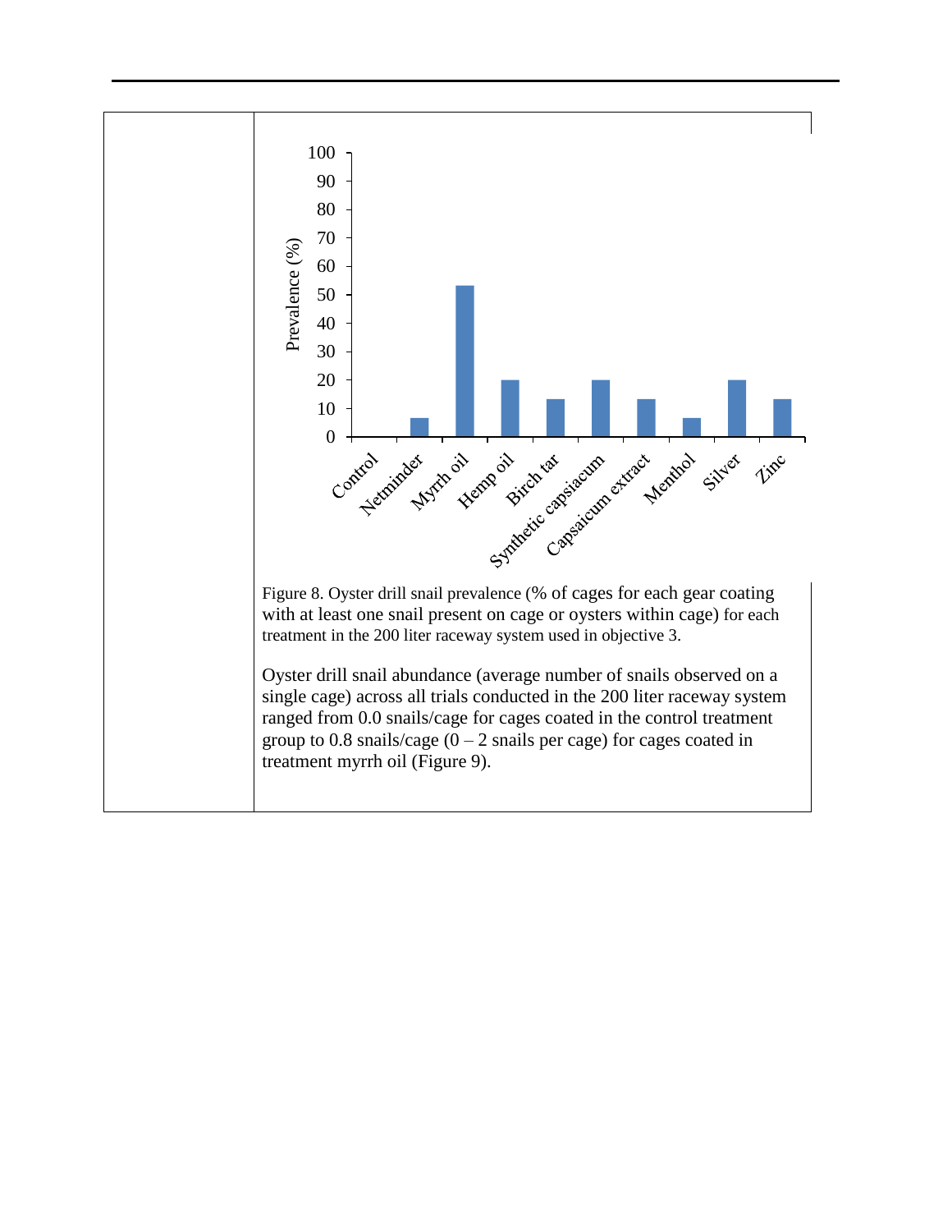Figure 8. Oyster drill snail prevalence (% of cages for each gear coating with at least one snail present on cage or oysters within cage) for each treatment in the 200 liter raceway system used in objective 3.

Oyster drill snail abundance (average number of snails observed on a single cage) across all trials conducted in the 200 liter raceway system ranged from 0.0 snails/cage for cages coated in the control treatment group to 0.8 snails/cage (0 – 2 snails per cage) for cages coated in treatment myrrh oil (Figure 9).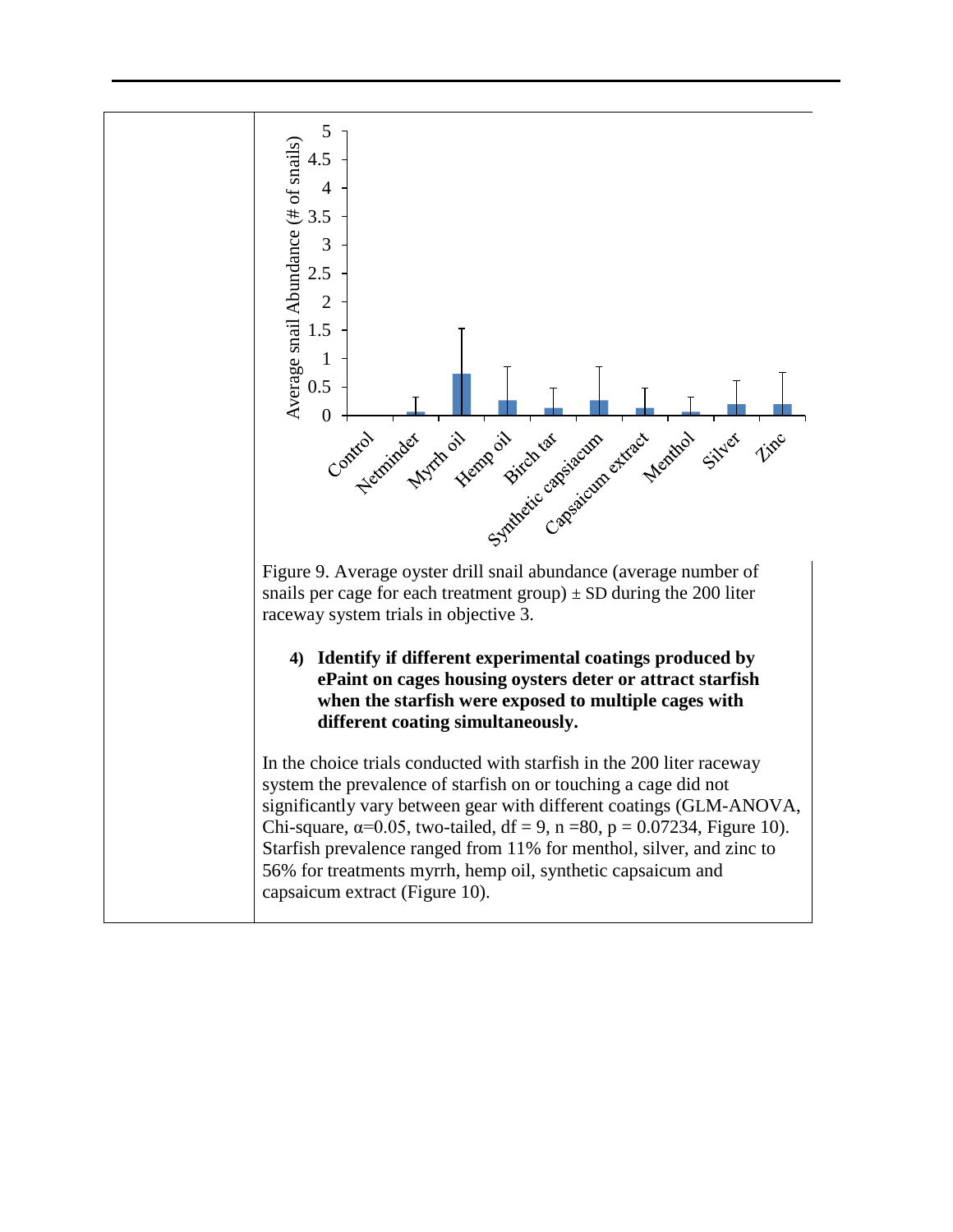Figure 9. Average oyster drill snail abundance (average number of snails per cage for each treatment group) ± SD during the 200 liter raceway system trials in objective 3.

4) **Identify if different experimental coatings produced by ePaint on cages housing oysters deter or attract starfish when the starfish were exposed to multiple cages with different coating simultaneously.**

In the choice trials conducted with starfish in the 200 liter raceway system the prevalence of starfish on or touching a cage did not significantly vary between gear with different coatings (GLM-ANOVA, Chi-square, $\alpha=0.05$, two-tailed, df = 9, n =80, p = 0.07234, Figure 10). Starfish prevalence ranged from 11% for menthol, silver, and zinc to 56% for treatments myrrh, hemp oil, synthetic capsaicum and capsaicum extract (Figure 10).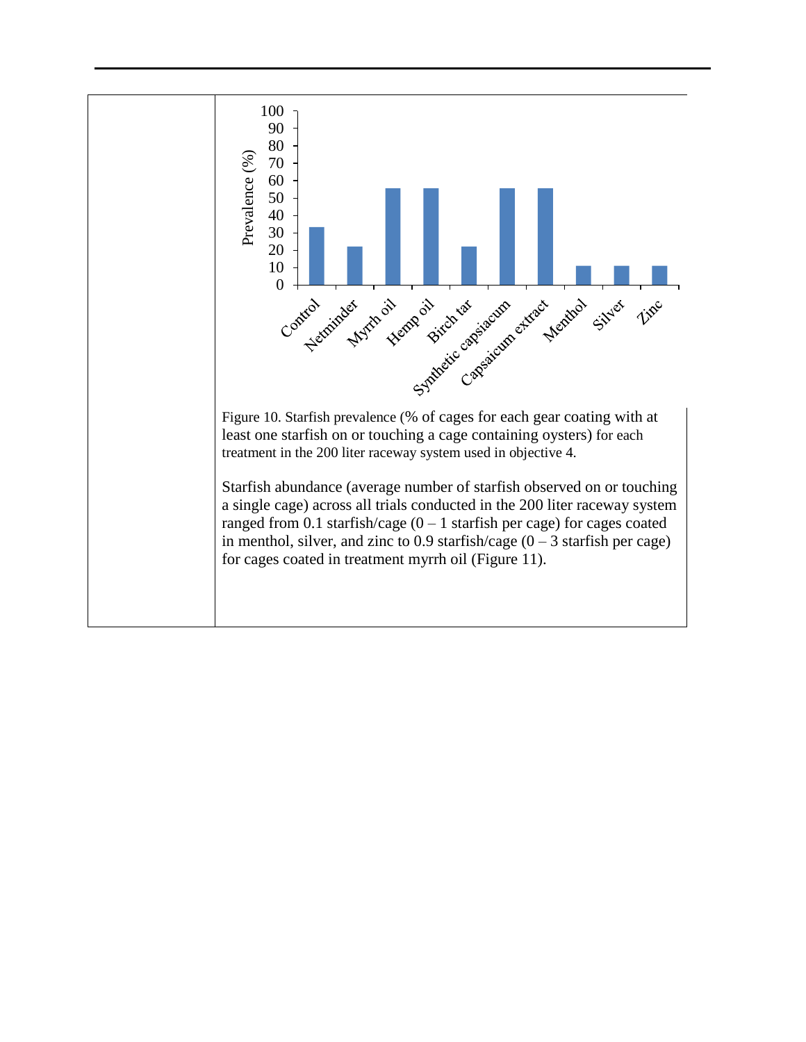Figure 10. Starfish prevalence (% of cages for each gear coating with at least one starfish on or touching a cage containing oysters) for each treatment in the 200 liter raceway system used in objective 4.

Starfish abundance (average number of starfish observed on or touching a single cage) across all trials conducted in the 200 liter raceway system ranged from 0.1 starfish/cage (0 – 1 starfish per cage) for cages coated in menthol, silver, and zinc to 0.9 starfish/cage (0 – 3 starfish per cage) for cages coated in treatment myrrh oil (Figure 11).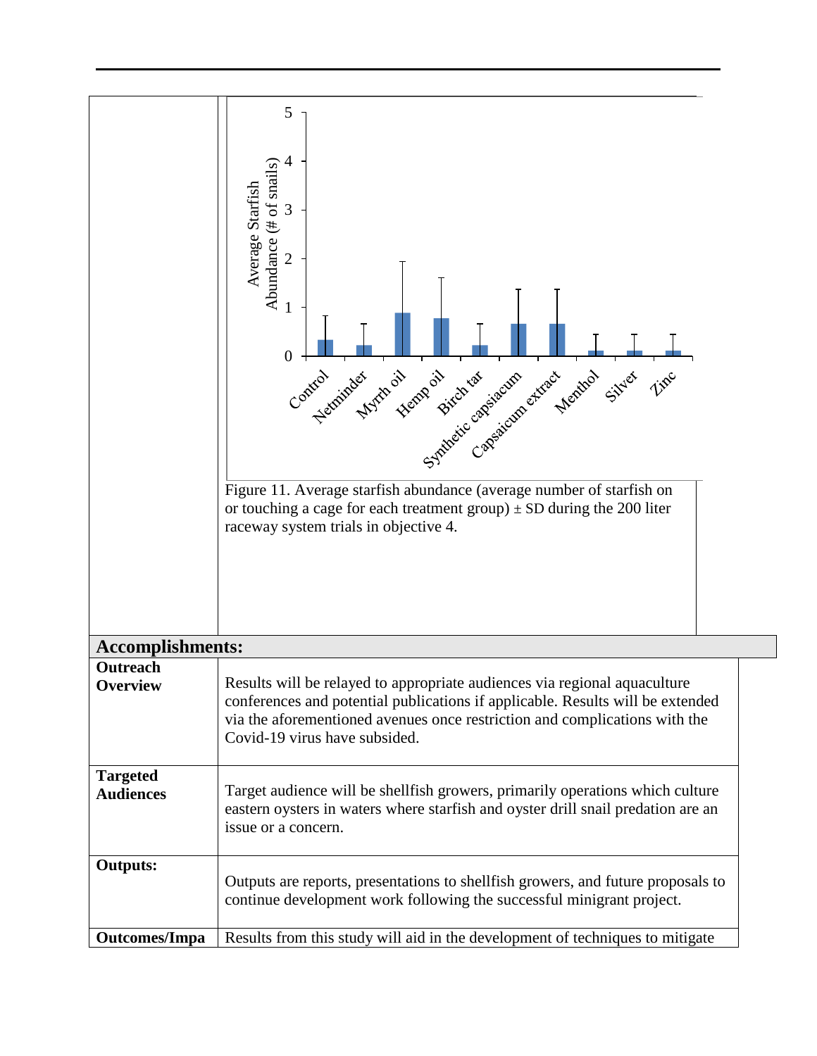Figure 11. Average starfish abundance (average number of starfish on or touching a cage for each treatment group) ± SD during the 200 liter raceway system trials in objective 4.

| **Accomplishments:** | |
|---|---|
| **Outreach Overview** | Results will be relayed to appropriate audiences via regional aquaculture conferences and potential publications if applicable. Results will be extended via the aforementioned avenues once restriction and complications with the Covid-19 virus have subsided. |
| **Targeted Audiences** | Target audience will be shellfish growers, primarily operations which culture eastern oysters in waters where starfish and oyster drill snail predation are an issue or a concern. |
| **Outputs:** | Outputs are reports, presentations to shellfish growers, and future proposals to continue development work following the successful minigrant project. |
| **Outcomes/Impa** | Results from this study will aid in the development of techniques to mitigate |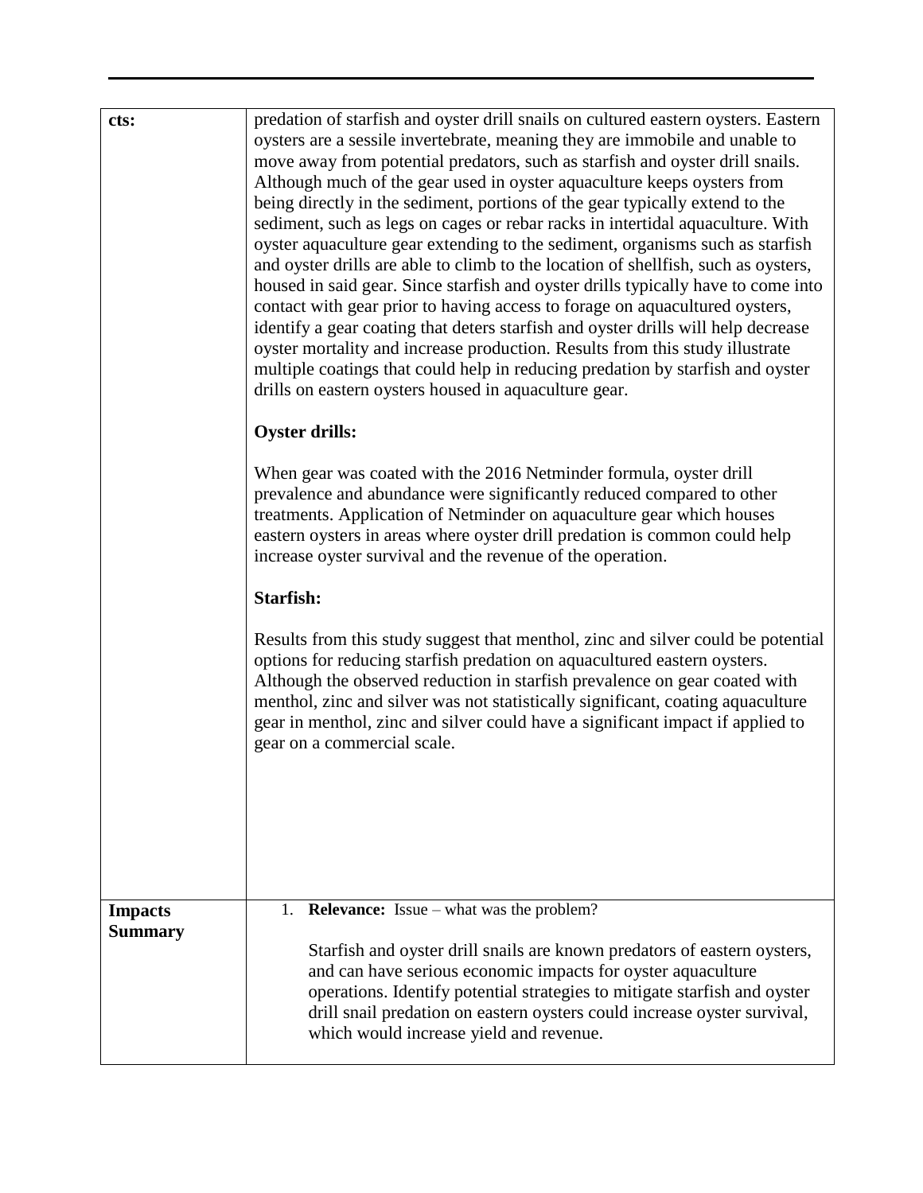| | |
|---|---|
| **cts:** | predation of starfish and oyster drill snails on cultured eastern oysters. Eastern oysters are a sessile invertebrate, meaning they are immobile and unable to move away from potential predators, such as starfish and oyster drill snails. Although much of the gear used in oyster aquaculture keeps oysters from being directly in the sediment, portions of the gear typically extend to the sediment, such as legs on cages or rebar racks in intertidal aquaculture. With oyster aquaculture gear extending to the sediment, organisms such as starfish and oyster drills are able to climb to the location of shellfish, such as oysters, housed in said gear. Since starfish and oyster drills typically have to come into contact with gear prior to having access to forage on aquacultured oysters, identify a gear coating that deters starfish and oyster drills will help decrease oyster mortality and increase production. Results from this study illustrate multiple coatings that could help in reducing predation by starfish and oyster drills on eastern oysters housed in aquaculture gear.<br><br>**Oyster drills:**<br><br>When gear was coated with the 2016 Netminder formula, oyster drill prevalence and abundance were significantly reduced compared to other treatments. Application of Netminder on aquaculture gear which houses eastern oysters in areas where oyster drill predation is common could help increase oyster survival and the revenue of the operation.<br><br>**Starfish:**<br><br>Results from this study suggest that menthol, zinc and silver could be potential options for reducing starfish predation on aquacultured eastern oysters. Although the observed reduction in starfish prevalence on gear coated with menthol, zinc and silver was not statistically significant, coating aquaculture gear in menthol, zinc and silver could have a significant impact if applied to gear on a commercial scale. |
| **Impacts Summary** | 1. **Relevance:** Issue – what was the problem?<br><br>Starfish and oyster drill snails are known predators of eastern oysters, and can have serious economic impacts for oyster aquaculture operations. Identify potential strategies to mitigate starfish and oyster drill snail predation on eastern oysters could increase oyster survival, which would increase yield and revenue. |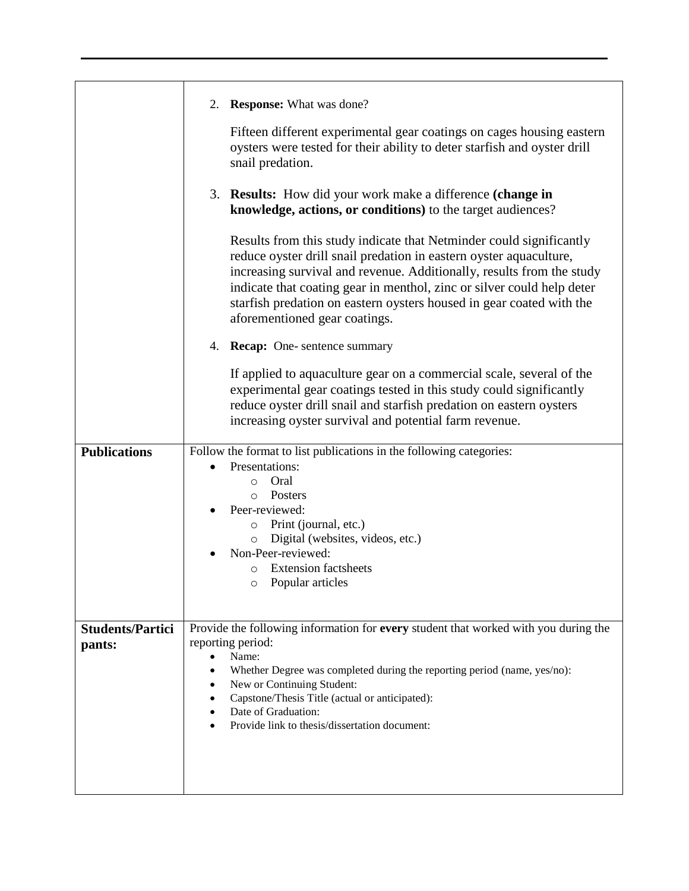| | |
|---|---|
| | 2. **Response:** What was done?<br><br>Fifteen different experimental gear coatings on cages housing eastern oysters were tested for their ability to deter starfish and oyster drill snail predation.<br><br>3. **Results:** How did your work make a difference **(change in knowledge, actions, or conditions)** to the target audiences?<br><br>Results from this study indicate that Netminder could significantly reduce oyster drill snail predation in eastern oyster aquaculture, increasing survival and revenue. Additionally, results from the study indicate that coating gear in menthol, zinc or silver could help deter starfish predation on eastern oysters housed in gear coated with the aforementioned gear coatings.<br><br>4. **Recap:** One- sentence summary<br><br>If applied to aquaculture gear on a commercial scale, several of the experimental gear coatings tested in this study could significantly reduce oyster drill snail and starfish predation on eastern oysters increasing oyster survival and potential farm revenue. |
| **Publications** | Follow the format to list publications in the following categories:<br>• Presentations:<br>&nbsp;&nbsp;&nbsp;&nbsp;○ Oral<br>&nbsp;&nbsp;&nbsp;&nbsp;○ Posters<br>• Peer-reviewed:<br>&nbsp;&nbsp;&nbsp;&nbsp;○ Print (journal, etc.)<br>&nbsp;&nbsp;&nbsp;&nbsp;○ Digital (websites, videos, etc.)<br>• Non-Peer-reviewed:<br>&nbsp;&nbsp;&nbsp;&nbsp;○ Extension factsheets<br>&nbsp;&nbsp;&nbsp;&nbsp;○ Popular articles |
| **Students/Participants:** | Provide the following information for **every** student that worked with you during the reporting period:<br>• Name:<br>• Whether Degree was completed during the reporting period (name, yes/no):<br>• New or Continuing Student:<br>• Capstone/Thesis Title (actual or anticipated):<br>• Date of Graduation:<br>• Provide link to thesis/dissertation document: |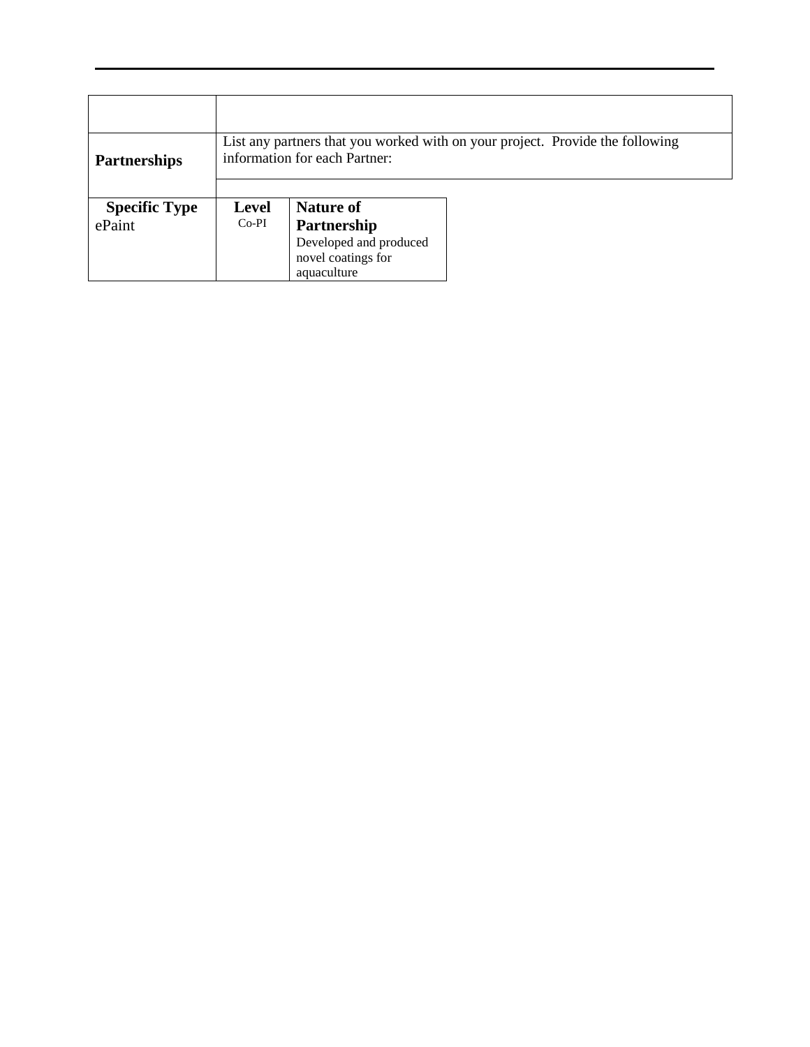| | |
|---|---|
| | |
| **Partnerships** | List any partners that you worked with on your project. Provide the following information for each Partner: |

| **Specific Type** | **Level** | **Nature of Partnership** |
|---|---|---|
| ePaint | Co-PI | Developed and produced novel coatings for aquaculture |